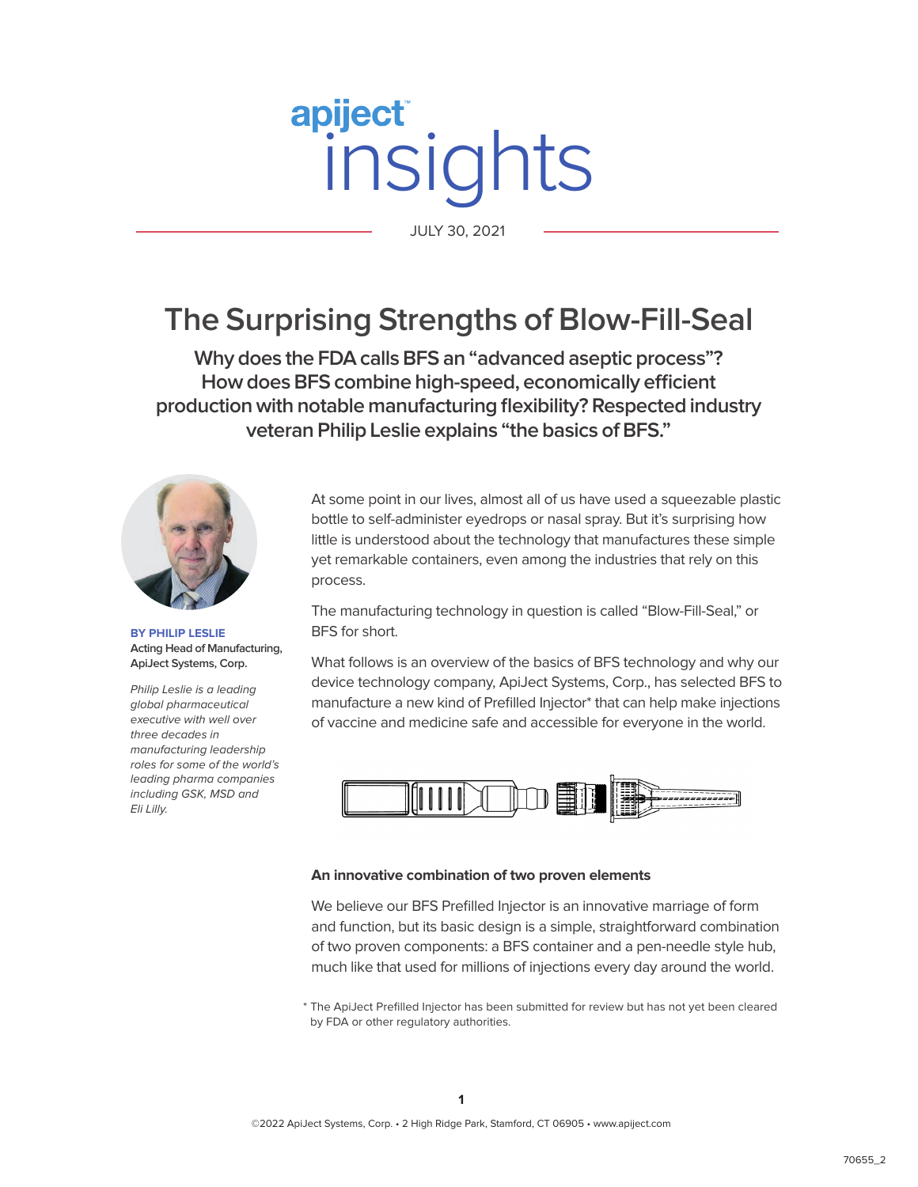apiject™ insights

JULY 30, 2021

# The Surprising Strengths of Blow-Fill-Seal

**Why does the FDA calls BFS an "advanced aseptic process"? How does BFS combine high-speed, economically efficient production with notable manufacturing flexibility? Respected industry veteran Philip Leslie explains "the basics of BFS."**

**BY PHILIP LESLIE**
**Acting Head of Manufacturing, ApiJect Systems, Corp.**

*Philip Leslie is a leading global pharmaceutical executive with well over three decades in manufacturing leadership roles for some of the world's leading pharma companies including GSK, MSD and Eli Lilly.*

At some point in our lives, almost all of us have used a squeezable plastic bottle to self-administer eyedrops or nasal spray. But it's surprising how little is understood about the technology that manufactures these simple yet remarkable containers, even among the industries that rely on this process.

The manufacturing technology in question is called "Blow-Fill-Seal," or BFS for short.

What follows is an overview of the basics of BFS technology and why our device technology company, ApiJect Systems, Corp., has selected BFS to manufacture a new kind of Prefilled Injector* that can help make injections of vaccine and medicine safe and accessible for everyone in the world.

### An innovative combination of two proven elements

We believe our BFS Prefilled Injector is an innovative marriage of form and function, but its basic design is a simple, straightforward combination of two proven components: a BFS container and a pen-needle style hub, much like that used for millions of injections every day around the world.

\* The ApiJect Prefilled Injector has been submitted for review but has not yet been cleared by FDA or other regulatory authorities.

©2022 ApiJect Systems, Corp. • 2 High Ridge Park, Stamford, CT 06905 • www.apiject.com

70655_2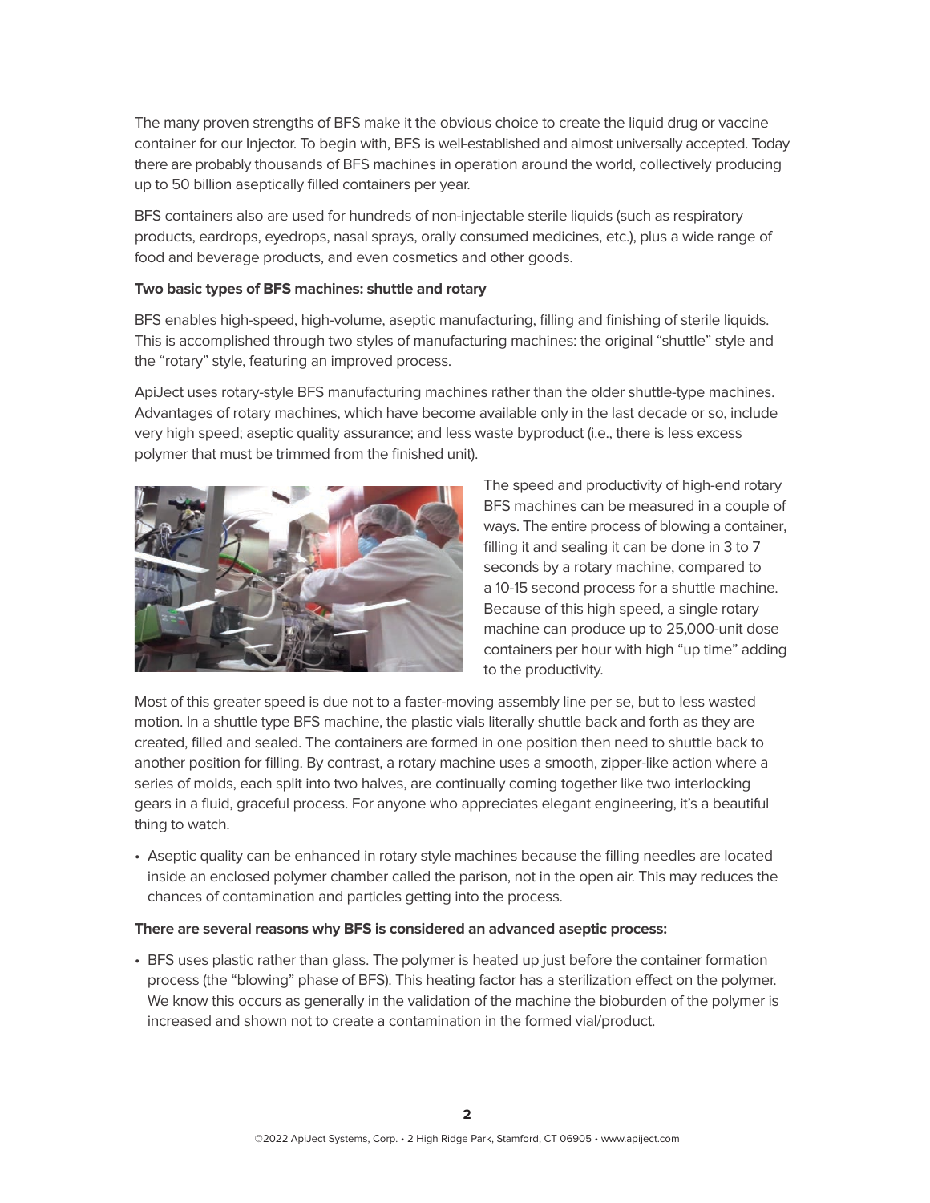The many proven strengths of BFS make it the obvious choice to create the liquid drug or vaccine container for our Injector. To begin with, BFS is well-established and almost universally accepted. Today there are probably thousands of BFS machines in operation around the world, collectively producing up to 50 billion aseptically filled containers per year.

BFS containers also are used for hundreds of non-injectable sterile liquids (such as respiratory products, eardrops, eyedrops, nasal sprays, orally consumed medicines, etc.), plus a wide range of food and beverage products, and even cosmetics and other goods.

**Two basic types of BFS machines: shuttle and rotary**

BFS enables high-speed, high-volume, aseptic manufacturing, filling and finishing of sterile liquids. This is accomplished through two styles of manufacturing machines: the original "shuttle" style and the "rotary" style, featuring an improved process.

ApiJect uses rotary-style BFS manufacturing machines rather than the older shuttle-type machines. Advantages of rotary machines, which have become available only in the last decade or so, include very high speed; aseptic quality assurance; and less waste byproduct (i.e., there is less excess polymer that must be trimmed from the finished unit).

The speed and productivity of high-end rotary BFS machines can be measured in a couple of ways. The entire process of blowing a container, filling it and sealing it can be done in 3 to 7 seconds by a rotary machine, compared to a 10-15 second process for a shuttle machine. Because of this high speed, a single rotary machine can produce up to 25,000-unit dose containers per hour with high "up time" adding to the productivity.

Most of this greater speed is due not to a faster-moving assembly line per se, but to less wasted motion. In a shuttle type BFS machine, the plastic vials literally shuttle back and forth as they are created, filled and sealed. The containers are formed in one position then need to shuttle back to another position for filling. By contrast, a rotary machine uses a smooth, zipper-like action where a series of molds, each split into two halves, are continually coming together like two interlocking gears in a fluid, graceful process. For anyone who appreciates elegant engineering, it's a beautiful thing to watch.

- Aseptic quality can be enhanced in rotary style machines because the filling needles are located inside an enclosed polymer chamber called the parison, not in the open air. This may reduces the chances of contamination and particles getting into the process.

**There are several reasons why BFS is considered an advanced aseptic process:**

- BFS uses plastic rather than glass. The polymer is heated up just before the container formation process (the "blowing" phase of BFS). This heating factor has a sterilization effect on the polymer. We know this occurs as generally in the validation of the machine the bioburden of the polymer is increased and shown not to create a contamination in the formed vial/product.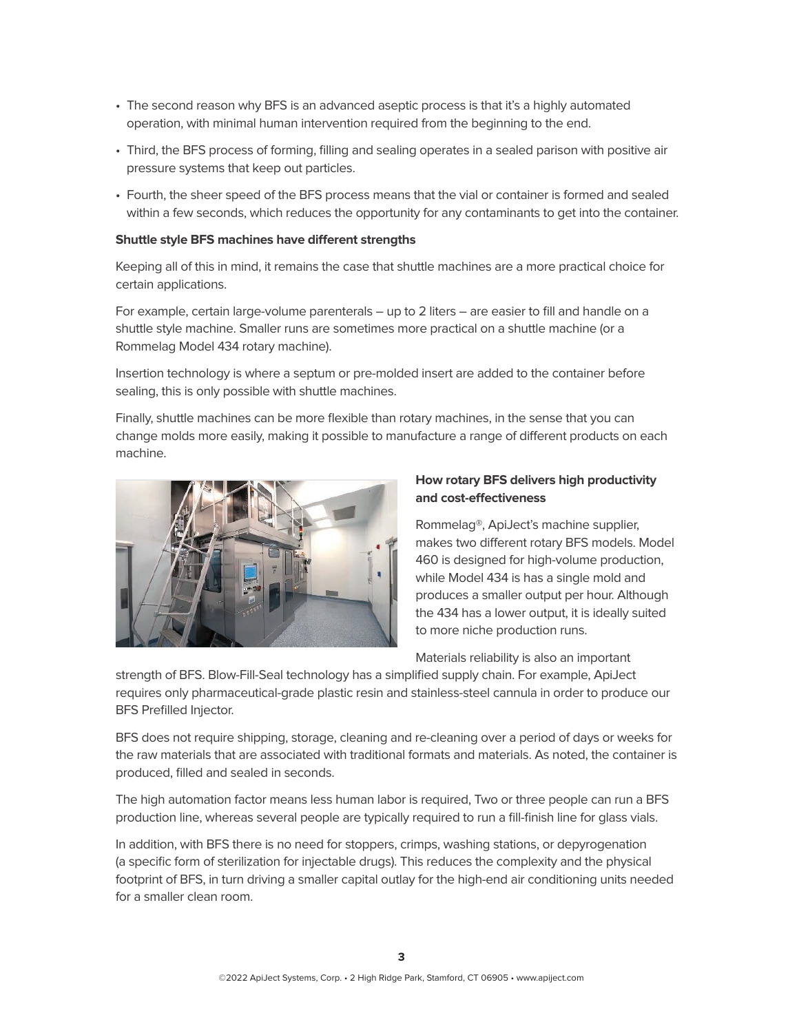- The second reason why BFS is an advanced aseptic process is that it's a highly automated operation, with minimal human intervention required from the beginning to the end.
- Third, the BFS process of forming, filling and sealing operates in a sealed parison with positive air pressure systems that keep out particles.
- Fourth, the sheer speed of the BFS process means that the vial or container is formed and sealed within a few seconds, which reduces the opportunity for any contaminants to get into the container.

**Shuttle style BFS machines have different strengths**

Keeping all of this in mind, it remains the case that shuttle machines are a more practical choice for certain applications.

For example, certain large-volume parenterals – up to 2 liters – are easier to fill and handle on a shuttle style machine. Smaller runs are sometimes more practical on a shuttle machine (or a Rommelag Model 434 rotary machine).

Insertion technology is where a septum or pre-molded insert are added to the container before sealing, this is only possible with shuttle machines.

Finally, shuttle machines can be more flexible than rotary machines, in the sense that you can change molds more easily, making it possible to manufacture a range of different products on each machine.

**How rotary BFS delivers high productivity and cost-effectiveness**

Rommelag®, ApiJect's machine supplier, makes two different rotary BFS models. Model 460 is designed for high-volume production, while Model 434 is has a single mold and produces a smaller output per hour. Although the 434 has a lower output, it is ideally suited to more niche production runs.

Materials reliability is also an important strength of BFS. Blow-Fill-Seal technology has a simplified supply chain. For example, ApiJect requires only pharmaceutical-grade plastic resin and stainless-steel cannula in order to produce our BFS Prefilled Injector.

BFS does not require shipping, storage, cleaning and re-cleaning over a period of days or weeks for the raw materials that are associated with traditional formats and materials. As noted, the container is produced, filled and sealed in seconds.

The high automation factor means less human labor is required, Two or three people can run a BFS production line, whereas several people are typically required to run a fill-finish line for glass vials.

In addition, with BFS there is no need for stoppers, crimps, washing stations, or depyrogenation (a specific form of sterilization for injectable drugs). This reduces the complexity and the physical footprint of BFS, in turn driving a smaller capital outlay for the high-end air conditioning units needed for a smaller clean room.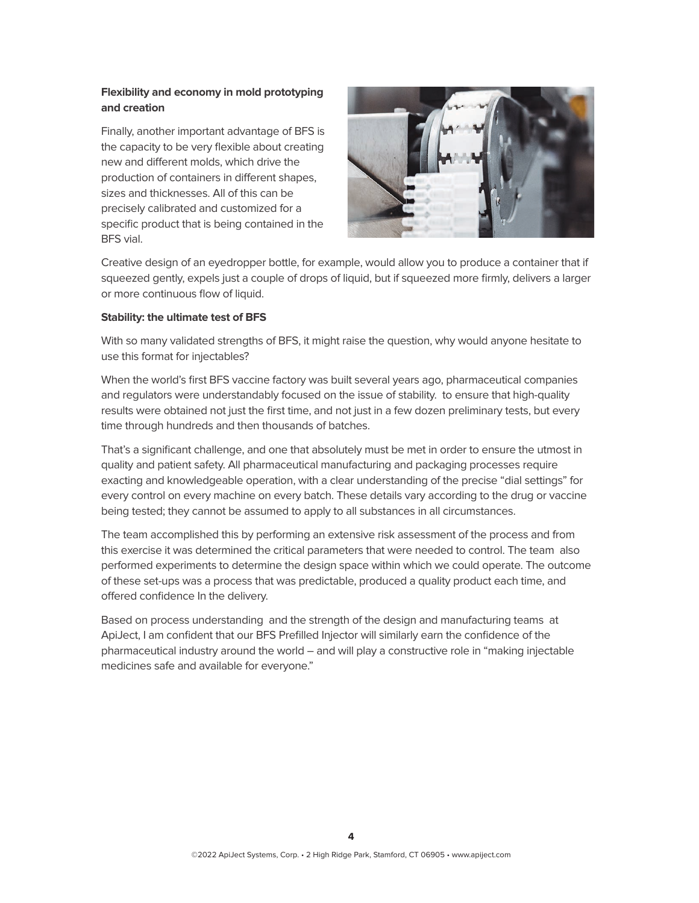**Flexibility and economy in mold prototyping and creation**

Finally, another important advantage of BFS is the capacity to be very flexible about creating new and different molds, which drive the production of containers in different shapes, sizes and thicknesses. All of this can be precisely calibrated and customized for a specific product that is being contained in the BFS vial.

Creative design of an eyedropper bottle, for example, would allow you to produce a container that if squeezed gently, expels just a couple of drops of liquid, but if squeezed more firmly, delivers a larger or more continuous flow of liquid.

**Stability: the ultimate test of BFS**

With so many validated strengths of BFS, it might raise the question, why would anyone hesitate to use this format for injectables?

When the world's first BFS vaccine factory was built several years ago, pharmaceutical companies and regulators were understandably focused on the issue of stability.  to ensure that high-quality results were obtained not just the first time, and not just in a few dozen preliminary tests, but every time through hundreds and then thousands of batches.

That's a significant challenge, and one that absolutely must be met in order to ensure the utmost in quality and patient safety. All pharmaceutical manufacturing and packaging processes require exacting and knowledgeable operation, with a clear understanding of the precise "dial settings" for every control on every machine on every batch. These details vary according to the drug or vaccine being tested; they cannot be assumed to apply to all substances in all circumstances.

The team accomplished this by performing an extensive risk assessment of the process and from this exercise it was determined the critical parameters that were needed to control. The team  also performed experiments to determine the design space within which we could operate. The outcome of these set-ups was a process that was predictable, produced a quality product each time, and offered confidence In the delivery.

Based on process understanding  and the strength of the design and manufacturing teams  at ApiJect, I am confident that our BFS Prefilled Injector will similarly earn the confidence of the pharmaceutical industry around the world – and will play a constructive role in "making injectable medicines safe and available for everyone."